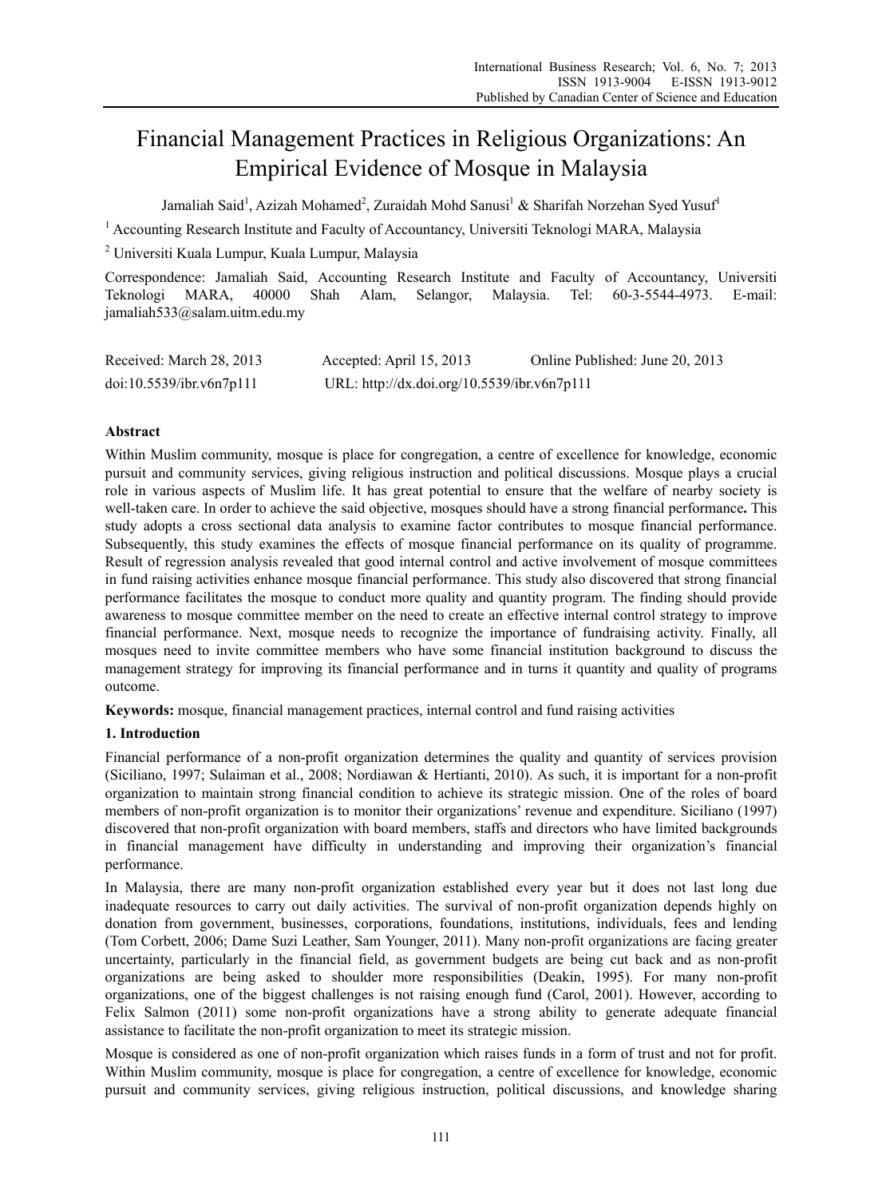# Financial Management Practices in Religious Organizations: An Empirical Evidence of Mosque in Malaysia

Jamaliah Said[1], Azizah Mohamed[2], Zuraidah Mohd Sanusi[1] & Sharifah Norzehan Syed Yusuf[1]

[1] Accounting Research Institute and Faculty of Accountancy, Universiti Teknologi MARA, Malaysia

[2] Universiti Kuala Lumpur, Kuala Lumpur, Malaysia

Correspondence: Jamaliah Said, Accounting Research Institute and Faculty of Accountancy, Universiti Teknologi MARA, 40000 Shah Alam, Selangor, Malaysia. Tel: 60-3-5544-4973. E-mail: jamaliah533@salam.uitm.edu.my

Received: March 28, 2013 Accepted: April 15, 2013 Online Published: June 20, 2013

doi:10.5539/ibr.v6n7p111 URL: http://dx.doi.org/10.5539/ibr.v6n7p111

## Abstract

Within Muslim community, mosque is place for congregation, a centre of excellence for knowledge, economic pursuit and community services, giving religious instruction and political discussions. Mosque plays a crucial role in various aspects of Muslim life. It has great potential to ensure that the welfare of nearby society is well-taken care. In order to achieve the said objective, mosques should have a strong financial performance**.** This study adopts a cross sectional data analysis to examine factor contributes to mosque financial performance. Subsequently, this study examines the effects of mosque financial performance on its quality of programme. Result of regression analysis revealed that good internal control and active involvement of mosque committees in fund raising activities enhance mosque financial performance. This study also discovered that strong financial performance facilitates the mosque to conduct more quality and quantity program. The finding should provide awareness to mosque committee member on the need to create an effective internal control strategy to improve financial performance. Next, mosque needs to recognize the importance of fundraising activity. Finally, all mosques need to invite committee members who have some financial institution background to discuss the management strategy for improving its financial performance and in turns it quantity and quality of programs outcome.

**Keywords:** mosque, financial management practices, internal control and fund raising activities

## 1. Introduction

Financial performance of a non-profit organization determines the quality and quantity of services provision (Siciliano, 1997; Sulaiman et al., 2008; Nordiawan & Hertianti, 2010). As such, it is important for a non-profit organization to maintain strong financial condition to achieve its strategic mission. One of the roles of board members of non-profit organization is to monitor their organizations' revenue and expenditure. Siciliano (1997) discovered that non-profit organization with board members, staffs and directors who have limited backgrounds in financial management have difficulty in understanding and improving their organization's financial performance.

In Malaysia, there are many non-profit organization established every year but it does not last long due inadequate resources to carry out daily activities. The survival of non-profit organization depends highly on donation from government, businesses, corporations, foundations, institutions, individuals, fees and lending (Tom Corbett, 2006; Dame Suzi Leather, Sam Younger, 2011). Many non-profit organizations are facing greater uncertainty, particularly in the financial field, as government budgets are being cut back and as non-profit organizations are being asked to shoulder more responsibilities (Deakin, 1995). For many non-profit organizations, one of the biggest challenges is not raising enough fund (Carol, 2001). However, according to Felix Salmon (2011) some non-profit organizations have a strong ability to generate adequate financial assistance to facilitate the non-profit organization to meet its strategic mission.

Mosque is considered as one of non-profit organization which raises funds in a form of trust and not for profit. Within Muslim community, mosque is place for congregation, a centre of excellence for knowledge, economic pursuit and community services, giving religious instruction, political discussions, and knowledge sharing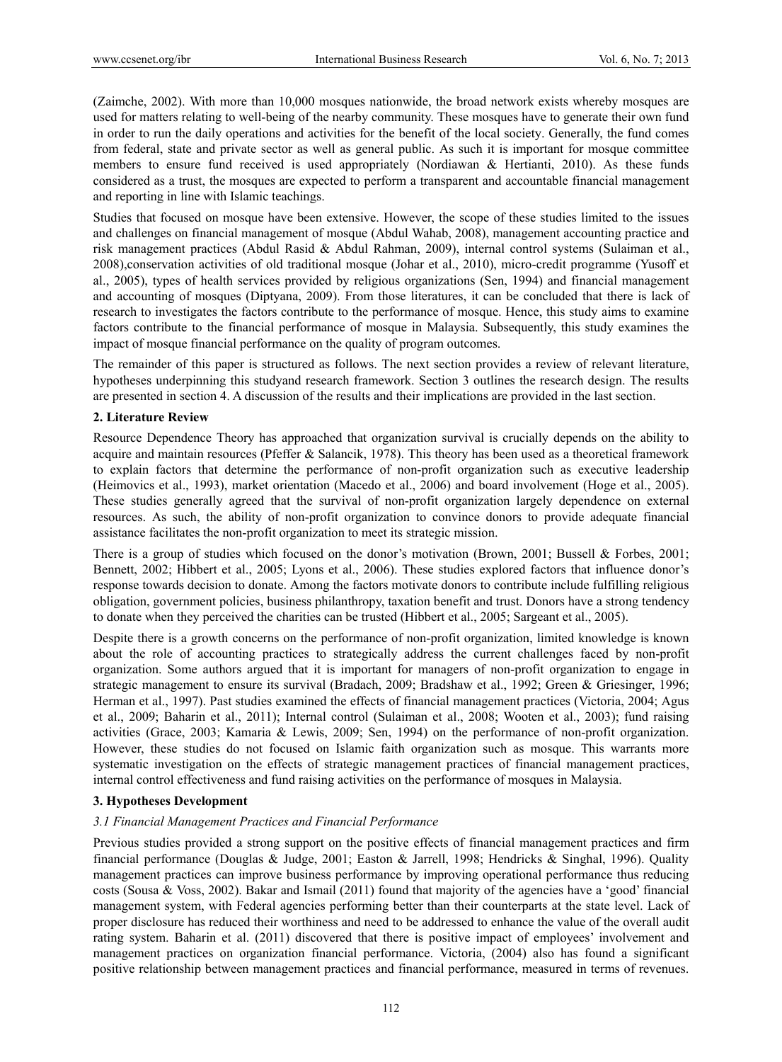(Zaimche, 2002). With more than 10,000 mosques nationwide, the broad network exists whereby mosques are used for matters relating to well-being of the nearby community. These mosques have to generate their own fund in order to run the daily operations and activities for the benefit of the local society. Generally, the fund comes from federal, state and private sector as well as general public. As such it is important for mosque committee members to ensure fund received is used appropriately (Nordiawan & Hertianti, 2010). As these funds considered as a trust, the mosques are expected to perform a transparent and accountable financial management and reporting in line with Islamic teachings.

Studies that focused on mosque have been extensive. However, the scope of these studies limited to the issues and challenges on financial management of mosque (Abdul Wahab, 2008), management accounting practice and risk management practices (Abdul Rasid & Abdul Rahman, 2009), internal control systems (Sulaiman et al., 2008),conservation activities of old traditional mosque (Johar et al., 2010), micro-credit programme (Yusoff et al., 2005), types of health services provided by religious organizations (Sen, 1994) and financial management and accounting of mosques (Diptyana, 2009). From those literatures, it can be concluded that there is lack of research to investigates the factors contribute to the performance of mosque. Hence, this study aims to examine factors contribute to the financial performance of mosque in Malaysia. Subsequently, this study examines the impact of mosque financial performance on the quality of program outcomes.

The remainder of this paper is structured as follows. The next section provides a review of relevant literature, hypotheses underpinning this studyand research framework. Section 3 outlines the research design. The results are presented in section 4. A discussion of the results and their implications are provided in the last section.

## 2. Literature Review

Resource Dependence Theory has approached that organization survival is crucially depends on the ability to acquire and maintain resources (Pfeffer & Salancik, 1978). This theory has been used as a theoretical framework to explain factors that determine the performance of non-profit organization such as executive leadership (Heimovics et al., 1993), market orientation (Macedo et al., 2006) and board involvement (Hoge et al., 2005). These studies generally agreed that the survival of non-profit organization largely dependence on external resources. As such, the ability of non-profit organization to convince donors to provide adequate financial assistance facilitates the non-profit organization to meet its strategic mission.

There is a group of studies which focused on the donor's motivation (Brown, 2001; Bussell & Forbes, 2001; Bennett, 2002; Hibbert et al., 2005; Lyons et al., 2006). These studies explored factors that influence donor's response towards decision to donate. Among the factors motivate donors to contribute include fulfilling religious obligation, government policies, business philanthropy, taxation benefit and trust. Donors have a strong tendency to donate when they perceived the charities can be trusted (Hibbert et al., 2005; Sargeant et al., 2005).

Despite there is a growth concerns on the performance of non-profit organization, limited knowledge is known about the role of accounting practices to strategically address the current challenges faced by non-profit organization. Some authors argued that it is important for managers of non-profit organization to engage in strategic management to ensure its survival (Bradach, 2009; Bradshaw et al., 1992; Green & Griesinger, 1996; Herman et al., 1997). Past studies examined the effects of financial management practices (Victoria, 2004; Agus et al., 2009; Baharin et al., 2011); Internal control (Sulaiman et al., 2008; Wooten et al., 2003); fund raising activities (Grace, 2003; Kamaria & Lewis, 2009; Sen, 1994) on the performance of non-profit organization. However, these studies do not focused on Islamic faith organization such as mosque. This warrants more systematic investigation on the effects of strategic management practices of financial management practices, internal control effectiveness and fund raising activities on the performance of mosques in Malaysia.

## 3. Hypotheses Development

### *3.1 Financial Management Practices and Financial Performance*

Previous studies provided a strong support on the positive effects of financial management practices and firm financial performance (Douglas & Judge, 2001; Easton & Jarrell, 1998; Hendricks & Singhal, 1996). Quality management practices can improve business performance by improving operational performance thus reducing costs (Sousa & Voss, 2002). Bakar and Ismail (2011) found that majority of the agencies have a 'good' financial management system, with Federal agencies performing better than their counterparts at the state level. Lack of proper disclosure has reduced their worthiness and need to be addressed to enhance the value of the overall audit rating system. Baharin et al. (2011) discovered that there is positive impact of employees' involvement and management practices on organization financial performance. Victoria, (2004) also has found a significant positive relationship between management practices and financial performance, measured in terms of revenues.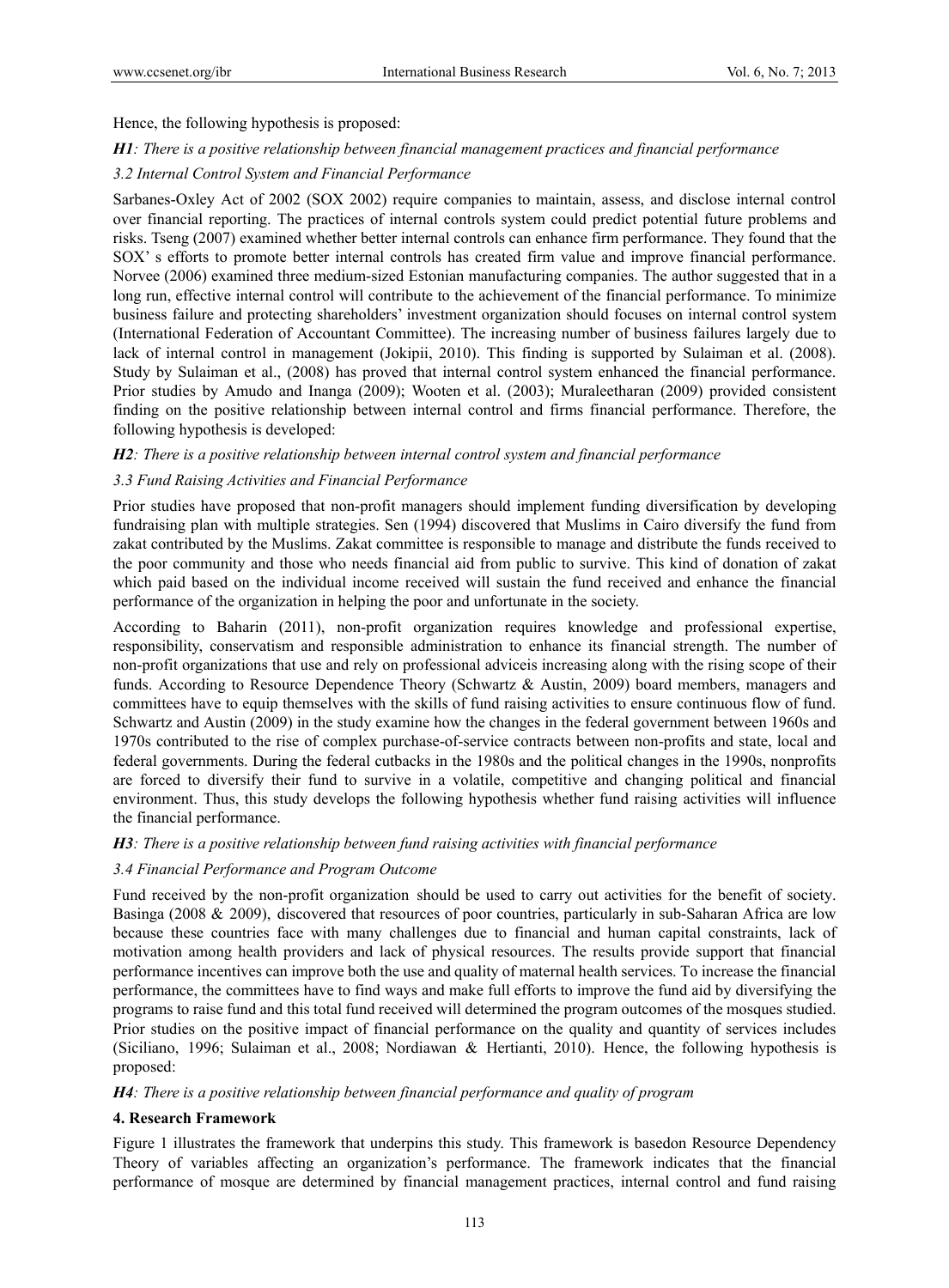Hence, the following hypothesis is proposed:

***H1**: There is a positive relationship between financial management practices and financial performance*

### *3.2 Internal Control System and Financial Performance*

Sarbanes-Oxley Act of 2002 (SOX 2002) require companies to maintain, assess, and disclose internal control over financial reporting. The practices of internal controls system could predict potential future problems and risks. Tseng (2007) examined whether better internal controls can enhance firm performance. They found that the SOX' s efforts to promote better internal controls has created firm value and improve financial performance. Norvee (2006) examined three medium-sized Estonian manufacturing companies. The author suggested that in a long run, effective internal control will contribute to the achievement of the financial performance. To minimize business failure and protecting shareholders' investment organization should focuses on internal control system (International Federation of Accountant Committee). The increasing number of business failures largely due to lack of internal control in management (Jokipii, 2010). This finding is supported by Sulaiman et al. (2008). Study by Sulaiman et al., (2008) has proved that internal control system enhanced the financial performance. Prior studies by Amudo and Inanga (2009); Wooten et al. (2003); Muraleetharan (2009) provided consistent finding on the positive relationship between internal control and firms financial performance. Therefore, the following hypothesis is developed:

***H2**: There is a positive relationship between internal control system and financial performance*

### *3.3 Fund Raising Activities and Financial Performance*

Prior studies have proposed that non-profit managers should implement funding diversification by developing fundraising plan with multiple strategies. Sen (1994) discovered that Muslims in Cairo diversify the fund from zakat contributed by the Muslims. Zakat committee is responsible to manage and distribute the funds received to the poor community and those who needs financial aid from public to survive. This kind of donation of zakat which paid based on the individual income received will sustain the fund received and enhance the financial performance of the organization in helping the poor and unfortunate in the society.

According to Baharin (2011), non-profit organization requires knowledge and professional expertise, responsibility, conservatism and responsible administration to enhance its financial strength. The number of non-profit organizations that use and rely on professional adviceis increasing along with the rising scope of their funds. According to Resource Dependence Theory (Schwartz & Austin, 2009) board members, managers and committees have to equip themselves with the skills of fund raising activities to ensure continuous flow of fund. Schwartz and Austin (2009) in the study examine how the changes in the federal government between 1960s and 1970s contributed to the rise of complex purchase-of-service contracts between non-profits and state, local and federal governments. During the federal cutbacks in the 1980s and the political changes in the 1990s, nonprofits are forced to diversify their fund to survive in a volatile, competitive and changing political and financial environment. Thus, this study develops the following hypothesis whether fund raising activities will influence the financial performance.

***H3**: There is a positive relationship between fund raising activities with financial performance*

### *3.4 Financial Performance and Program Outcome*

Fund received by the non-profit organization should be used to carry out activities for the benefit of society. Basinga (2008 & 2009), discovered that resources of poor countries, particularly in sub-Saharan Africa are low because these countries face with many challenges due to financial and human capital constraints, lack of motivation among health providers and lack of physical resources. The results provide support that financial performance incentives can improve both the use and quality of maternal health services. To increase the financial performance, the committees have to find ways and make full efforts to improve the fund aid by diversifying the programs to raise fund and this total fund received will determined the program outcomes of the mosques studied. Prior studies on the positive impact of financial performance on the quality and quantity of services includes (Siciliano, 1996; Sulaiman et al., 2008; Nordiawan & Hertianti, 2010). Hence, the following hypothesis is proposed:

***H4**: There is a positive relationship between financial performance and quality of program*

## 4. Research Framework

Figure 1 illustrates the framework that underpins this study. This framework is basedon Resource Dependency Theory of variables affecting an organization's performance. The framework indicates that the financial performance of mosque are determined by financial management practices, internal control and fund raising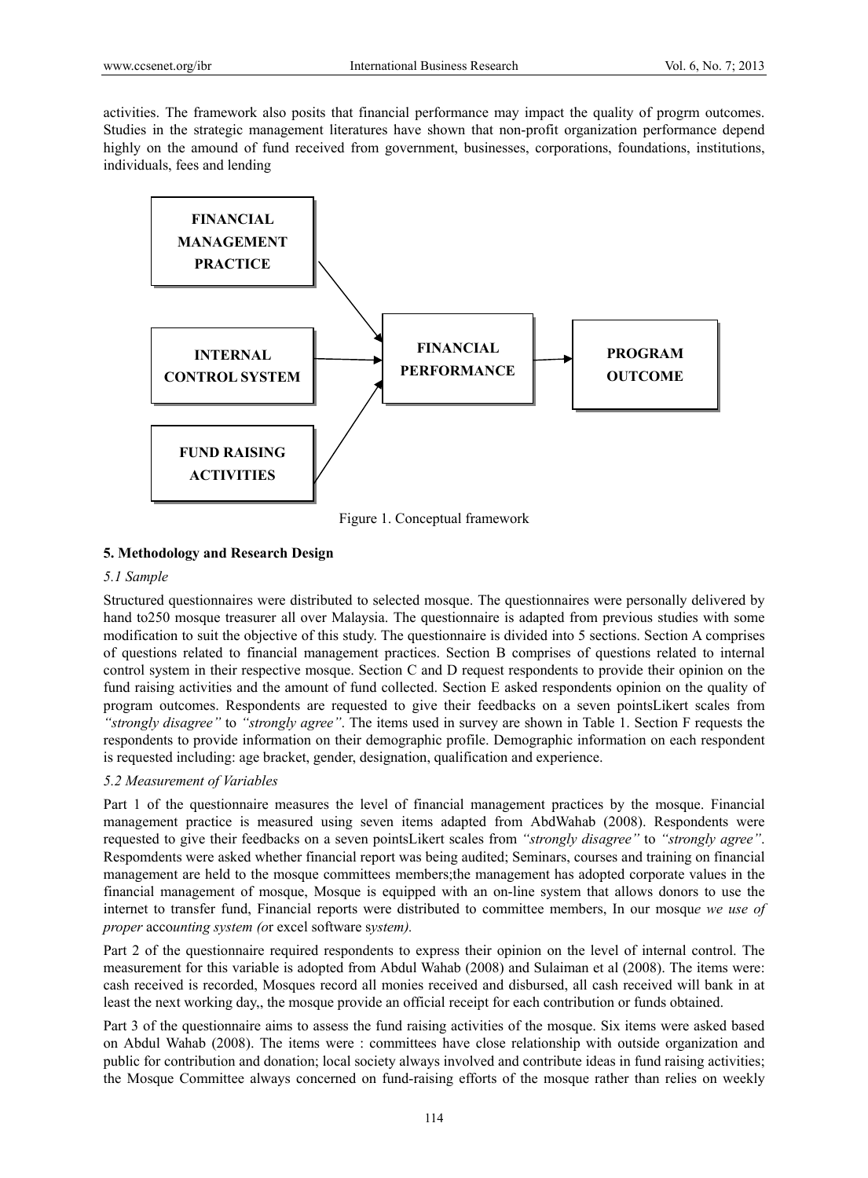activities. The framework also posits that financial performance may impact the quality of progrm outcomes. Studies in the strategic management literatures have shown that non-profit organization performance depend highly on the amound of fund received from government, businesses, corporations, foundations, institutions, individuals, fees and lending

FINANCIAL MANAGEMENT PRACTICE

INTERNAL CONTROL SYSTEM

FUND RAISING ACTIVITIES

FINANCIAL PERFORMANCE

PROGRAM OUTCOME

Figure 1. Conceptual framework

## 5. Methodology and Research Design

### *5.1 Sample*

Structured questionnaires were distributed to selected mosque. The questionnaires were personally delivered by hand to250 mosque treasurer all over Malaysia. The questionnaire is adapted from previous studies with some modification to suit the objective of this study. The questionnaire is divided into 5 sections. Section A comprises of questions related to financial management practices. Section B comprises of questions related to internal control system in their respective mosque. Section C and D request respondents to provide their opinion on the fund raising activities and the amount of fund collected. Section E asked respondents opinion on the quality of program outcomes. Respondents are requested to give their feedbacks on a seven pointsLikert scales from *"strongly disagree"* to *"strongly agree"*. The items used in survey are shown in Table 1. Section F requests the respondents to provide information on their demographic profile. Demographic information on each respondent is requested including: age bracket, gender, designation, qualification and experience.

### *5.2 Measurement of Variables*

Part 1 of the questionnaire measures the level of financial management practices by the mosque. Financial management practice is measured using seven items adapted from AbdWahab (2008). Respondents were requested to give their feedbacks on a seven pointsLikert scales from *"strongly disagree"* to *"strongly agree"*. Respomdents were asked whether financial report was being audited; Seminars, courses and training on financial management are held to the mosque committees members;the management has adopted corporate values in the financial management of mosque, Mosque is equipped with an on-line system that allows donors to use the internet to transfer fund, Financial reports were distributed to committee members, In our mosqu*e we use of proper* acco*unting system (o*r excel software s*ystem).*

Part 2 of the questionnaire required respondents to express their opinion on the level of internal control. The measurement for this variable is adopted from Abdul Wahab (2008) and Sulaiman et al (2008). The items were: cash received is recorded, Mosques record all monies received and disbursed, all cash received will bank in at least the next working day,, the mosque provide an official receipt for each contribution or funds obtained.

Part 3 of the questionnaire aims to assess the fund raising activities of the mosque. Six items were asked based on Abdul Wahab (2008). The items were : committees have close relationship with outside organization and public for contribution and donation; local society always involved and contribute ideas in fund raising activities; the Mosque Committee always concerned on fund-raising efforts of the mosque rather than relies on weekly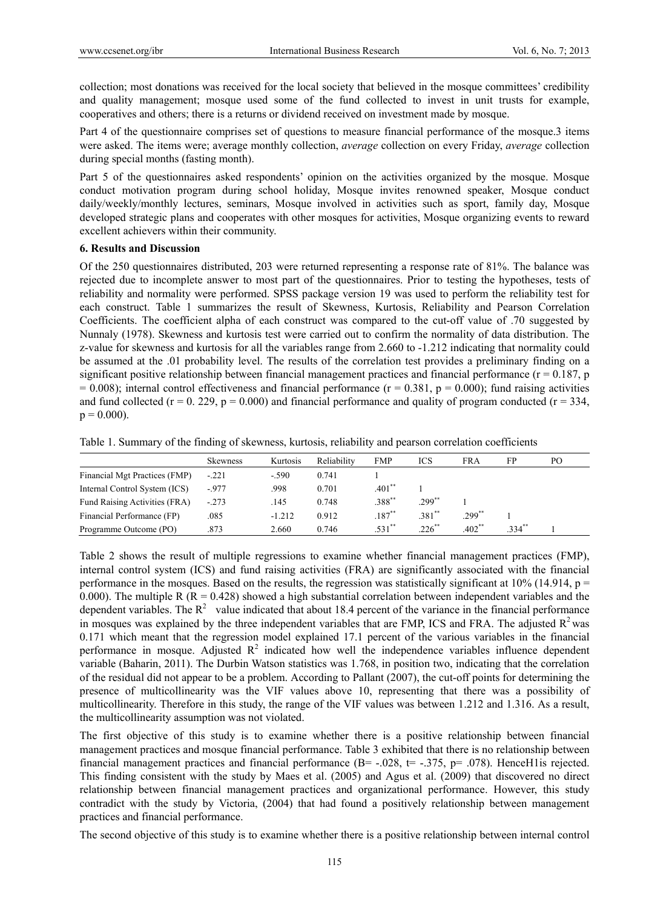collection; most donations was received for the local society that believed in the mosque committees' credibility and quality management; mosque used some of the fund collected to invest in unit trusts for example, cooperatives and others; there is a returns or dividend received on investment made by mosque.

Part 4 of the questionnaire comprises set of questions to measure financial performance of the mosque.3 items were asked. The items were; average monthly collection, *average* collection on every Friday, *average* collection during special months (fasting month).

Part 5 of the questionnaires asked respondents' opinion on the activities organized by the mosque. Mosque conduct motivation program during school holiday, Mosque invites renowned speaker, Mosque conduct daily/weekly/monthly lectures, seminars, Mosque involved in activities such as sport, family day, Mosque developed strategic plans and cooperates with other mosques for activities, Mosque organizing events to reward excellent achievers within their community.

## 6. Results and Discussion

Of the 250 questionnaires distributed, 203 were returned representing a response rate of 81%. The balance was rejected due to incomplete answer to most part of the questionnaires. Prior to testing the hypotheses, tests of reliability and normality were performed. SPSS package version 19 was used to perform the reliability test for each construct. Table 1 summarizes the result of Skewness, Kurtosis, Reliability and Pearson Correlation Coefficients. The coefficient alpha of each construct was compared to the cut-off value of .70 suggested by Nunnaly (1978). Skewness and kurtosis test were carried out to confirm the normality of data distribution. The z-value for skewness and kurtosis for all the variables range from 2.660 to -1.212 indicating that normality could be assumed at the .01 probability level. The results of the correlation test provides a preliminary finding on a significant positive relationship between financial management practices and financial performance ($r = 0.187$, $p = 0.008$); internal control effectiveness and financial performance ($r = 0.381$, $p = 0.000$); fund raising activities and fund collected ($r = 0.229$, $p = 0.000$) and financial performance and quality of program conducted ($r = 334$, $p = 0.000$).

Table 1. Summary of the finding of skewness, kurtosis, reliability and pearson correlation coefficients

| | Skewness | Kurtosis | Reliability | FMP | ICS | FRA | FP | PO |
|---|---|---|---|---|---|---|---|---|
| Financial Mgt Practices (FMP) | -.221 | -.590 | 0.741 | 1 | | | | |
| Internal Control System (ICS) | -.977 | .998 | 0.701 | .401** | 1 | | | |
| Fund Raising Activities (FRA) | -.273 | .145 | 0.748 | .388** | .299** | 1 | | |
| Financial Performance (FP) | .085 | -1.212 | 0.912 | .187** | .381** | .299** | 1 | |
| Programme Outcome (PO) | .873 | 2.660 | 0.746 | .531** | .226** | .402** | .334** | 1 |

Table 2 shows the result of multiple regressions to examine whether financial management practices (FMP), internal control system (ICS) and fund raising activities (FRA) are significantly associated with the financial performance in the mosques. Based on the results, the regression was statistically significant at 10% (14.914, $p = 0.000$). The multiple R ($R = 0.428$) showed a high substantial correlation between independent variables and the dependent variables. The $R^2$ value indicated that about 18.4 percent of the variance in the financial performance in mosques was explained by the three independent variables that are FMP, ICS and FRA. The adjusted $R^2$ was 0.171 which meant that the regression model explained 17.1 percent of the various variables in the financial performance in mosque. Adjusted $R^2$ indicated how well the independence variables influence dependent variable (Baharin, 2011). The Durbin Watson statistics was 1.768, in position two, indicating that the correlation of the residual did not appear to be a problem. According to Pallant (2007), the cut-off points for determining the presence of multicollinearity was the VIF values above 10, representing that there was a possibility of multicollinearity. Therefore in this study, the range of the VIF values was between 1.212 and 1.316. As a result, the multicollinearity assumption was not violated.

The first objective of this study is to examine whether there is a positive relationship between financial management practices and mosque financial performance. Table 3 exhibited that there is no relationship between financial management practices and financial performance (B= -.028, t= -.375, p= .078). HenceH1is rejected. This finding consistent with the study by Maes et al. (2005) and Agus et al. (2009) that discovered no direct relationship between financial management practices and organizational performance. However, this study contradict with the study by Victoria, (2004) that had found a positively relationship between management practices and financial performance.

The second objective of this study is to examine whether there is a positive relationship between internal control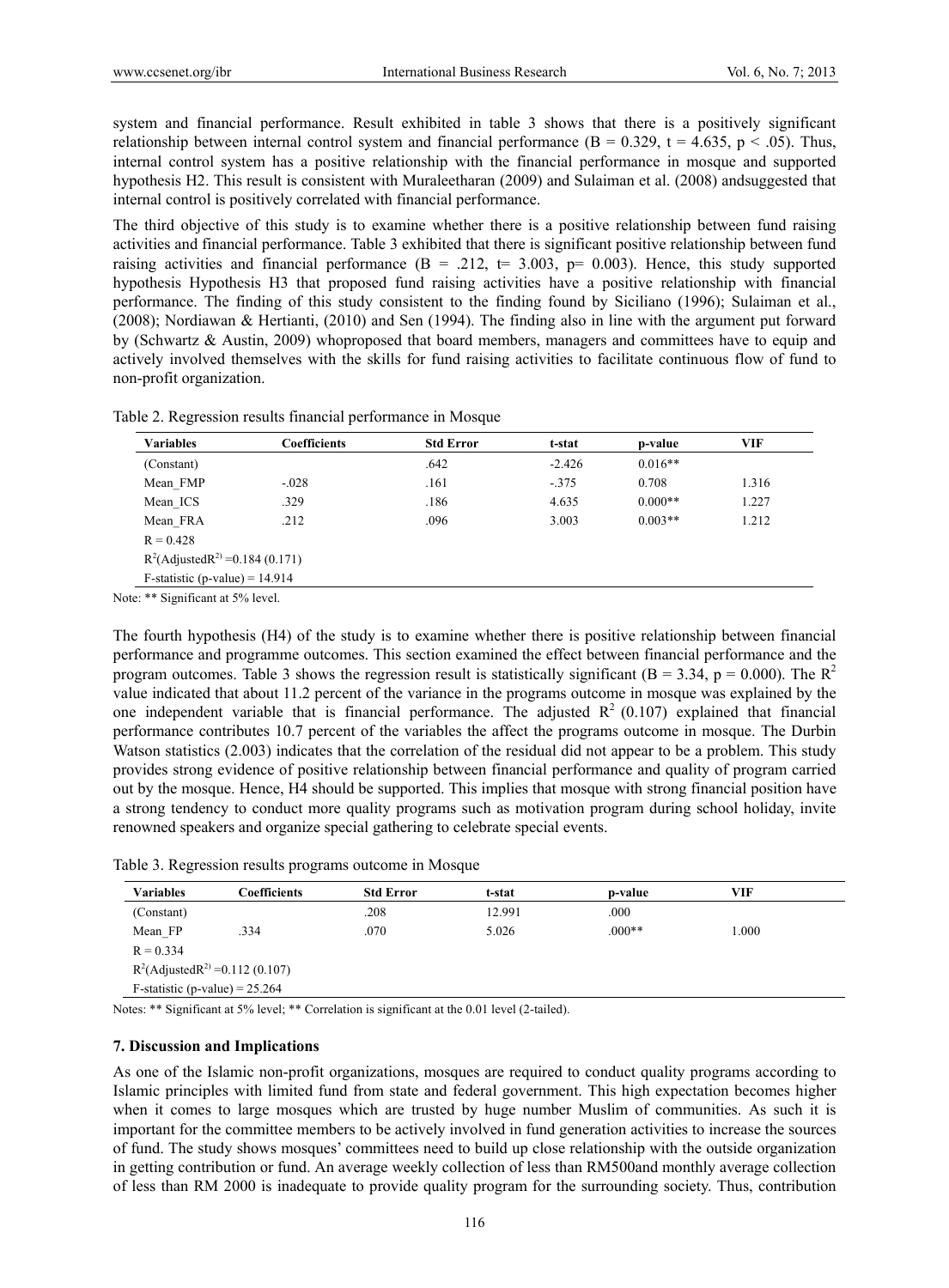system and financial performance. Result exhibited in table 3 shows that there is a positively significant relationship between internal control system and financial performance (B = 0.329, t = 4.635, $p < .05$). Thus, internal control system has a positive relationship with the financial performance in mosque and supported hypothesis H2. This result is consistent with Muraleetharan (2009) and Sulaiman et al. (2008) andsuggested that internal control is positively correlated with financial performance.

The third objective of this study is to examine whether there is a positive relationship between fund raising activities and financial performance. Table 3 exhibited that there is significant positive relationship between fund raising activities and financial performance (B = .212, t= 3.003, p= 0.003). Hence, this study supported hypothesis Hypothesis H3 that proposed fund raising activities have a positive relationship with financial performance. The finding of this study consistent to the finding found by Siciliano (1996); Sulaiman et al., (2008); Nordiawan & Hertianti, (2010) and Sen (1994). The finding also in line with the argument put forward by (Schwartz & Austin, 2009) whoproposed that board members, managers and committees have to equip and actively involved themselves with the skills for fund raising activities to facilitate continuous flow of fund to non-profit organization.

Table 2. Regression results financial performance in Mosque

| Variables | Coefficients | Std Error | t-stat | p-value | VIF |
|---|---|---|---|---|---|
| (Constant) | | .642 | -2.426 | 0.016** | |
| Mean_FMP | -.028 | .161 | -.375 | 0.708 | 1.316 |
| Mean_ICS | .329 | .186 | 4.635 | 0.000** | 1.227 |
| Mean_FRA | .212 | .096 | 3.003 | 0.003** | 1.212 |
| R = 0.428 | | | | | |
| $R^2$(Adjusted$R^2$) =0.184 (0.171) | | | | | |
| F-statistic (p-value) = 14.914 | | | | | |

Note: ** Significant at 5% level.

The fourth hypothesis (H4) of the study is to examine whether there is positive relationship between financial performance and programme outcomes. This section examined the effect between financial performance and the program outcomes. Table 3 shows the regression result is statistically significant (B = 3.34, p = 0.000). The $R^2$ value indicated that about 11.2 percent of the variance in the programs outcome in mosque was explained by the one independent variable that is financial performance. The adjusted $R^2$ (0.107) explained that financial performance contributes 10.7 percent of the variables the affect the programs outcome in mosque. The Durbin Watson statistics (2.003) indicates that the correlation of the residual did not appear to be a problem. This study provides strong evidence of positive relationship between financial performance and quality of program carried out by the mosque. Hence, H4 should be supported. This implies that mosque with strong financial position have a strong tendency to conduct more quality programs such as motivation program during school holiday, invite renowned speakers and organize special gathering to celebrate special events.

Table 3. Regression results programs outcome in Mosque

| Variables | Coefficients | Std Error | t-stat | p-value | VIF |
|---|---|---|---|---|---|
| (Constant) | | .208 | 12.991 | .000 | |
| Mean_FP | .334 | .070 | 5.026 | .000** | 1.000 |
| R = 0.334 | | | | | |
| $R^2$(Adjusted$R^2$) =0.112 (0.107) | | | | | |
| F-statistic (p-value) = 25.264 | | | | | |

Notes: ** Significant at 5% level; ** Correlation is significant at the 0.01 level (2-tailed).

## 7. Discussion and Implications

As one of the Islamic non-profit organizations, mosques are required to conduct quality programs according to Islamic principles with limited fund from state and federal government. This high expectation becomes higher when it comes to large mosques which are trusted by huge number Muslim of communities. As such it is important for the committee members to be actively involved in fund generation activities to increase the sources of fund. The study shows mosques' committees need to build up close relationship with the outside organization in getting contribution or fund. An average weekly collection of less than RM500and monthly average collection of less than RM 2000 is inadequate to provide quality program for the surrounding society. Thus, contribution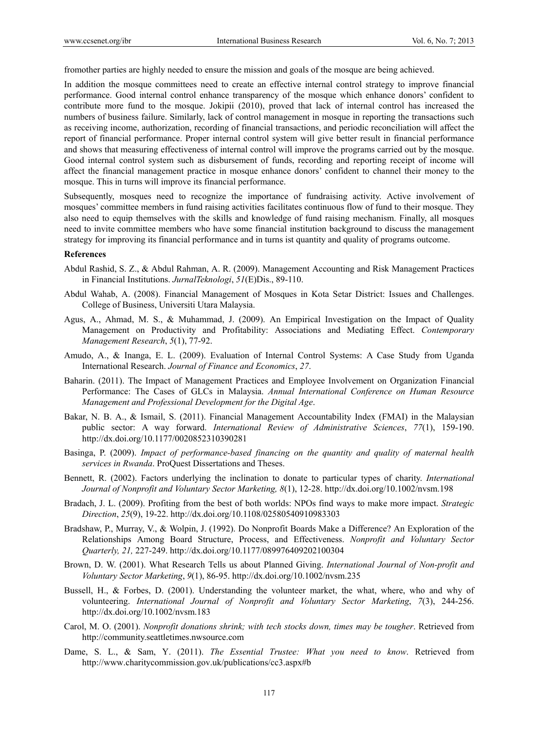fromother parties are highly needed to ensure the mission and goals of the mosque are being achieved.

In addition the mosque committees need to create an effective internal control strategy to improve financial performance. Good internal control enhance transparency of the mosque which enhance donors' confident to contribute more fund to the mosque. Jokipii (2010), proved that lack of internal control has increased the numbers of business failure. Similarly, lack of control management in mosque in reporting the transactions such as receiving income, authorization, recording of financial transactions, and periodic reconciliation will affect the report of financial performance. Proper internal control system will give better result in financial performance and shows that measuring effectiveness of internal control will improve the programs carried out by the mosque. Good internal control system such as disbursement of funds, recording and reporting receipt of income will affect the financial management practice in mosque enhance donors' confident to channel their money to the mosque. This in turns will improve its financial performance.

Subsequently, mosques need to recognize the importance of fundraising activity. Active involvement of mosques' committee members in fund raising activities facilitates continuous flow of fund to their mosque. They also need to equip themselves with the skills and knowledge of fund raising mechanism. Finally, all mosques need to invite committee members who have some financial institution background to discuss the management strategy for improving its financial performance and in turns ist quantity and quality of programs outcome.

**References**

Abdul Rashid, S. Z., & Abdul Rahman, A. R. (2009). Management Accounting and Risk Management Practices in Financial Institutions. *JurnalTeknologi*, *51*(E)Dis., 89-110.

Abdul Wahab, A. (2008). Financial Management of Mosques in Kota Setar District: Issues and Challenges. College of Business, Universiti Utara Malaysia.

Agus, A., Ahmad, M. S., & Muhammad, J. (2009). An Empirical Investigation on the Impact of Quality Management on Productivity and Profitability: Associations and Mediating Effect. *Contemporary Management Research*, *5*(1), 77-92.

Amudo, A., & Inanga, E. L. (2009). Evaluation of Internal Control Systems: A Case Study from Uganda International Research. *Journal of Finance and Economics*, *27*.

Baharin. (2011). The Impact of Management Practices and Employee Involvement on Organization Financial Performance: The Cases of GLCs in Malaysia. *Annual International Conference on Human Resource Management and Professional Development for the Digital Age*.

Bakar, N. B. A., & Ismail, S. (2011). Financial Management Accountability Index (FMAI) in the Malaysian public sector: A way forward. *International Review of Administrative Sciences*, *77*(1), 159-190. http://dx.doi.org/10.1177/0020852310390281

Basinga, P. (2009). *Impact of performance-based financing on the quantity and quality of maternal health services in Rwanda*. ProQuest Dissertations and Theses.

Bennett, R. (2002). Factors underlying the inclination to donate to particular types of charity. *International Journal of Nonprofit and Voluntary Sector Marketing, 8*(1), 12-28. http://dx.doi.org/10.1002/nvsm.198

Bradach, J. L. (2009). Profiting from the best of both worlds: NPOs find ways to make more impact. *Strategic Direction*, *25*(9), 19-22. http://dx.doi.org/10.1108/02580540910983303

Bradshaw, P., Murray, V., & Wolpin, J. (1992). Do Nonprofit Boards Make a Difference? An Exploration of the Relationships Among Board Structure, Process, and Effectiveness. *Nonprofit and Voluntary Sector Quarterly, 21,* 227-249. http://dx.doi.org/10.1177/089976409202100304

Brown, D. W. (2001). What Research Tells us about Planned Giving. *International Journal of Non-profit and Voluntary Sector Marketing*, *9*(1), 86-95. http://dx.doi.org/10.1002/nvsm.235

Bussell, H., & Forbes, D. (2001). Understanding the volunteer market, the what, where, who and why of volunteering. *International Journal of Nonprofit and Voluntary Sector Marketing*, *7*(3), 244-256. http://dx.doi.org/10.1002/nvsm.183

Carol, M. O. (2001). *Nonprofit donations shrink; with tech stocks down, times may be tougher*. Retrieved from http://community.seattletimes.nwsource.com

Dame, S. L., & Sam, Y. (2011). *The Essential Trustee: What you need to know*. Retrieved from http://www.charitycommission.gov.uk/publications/cc3.aspx#b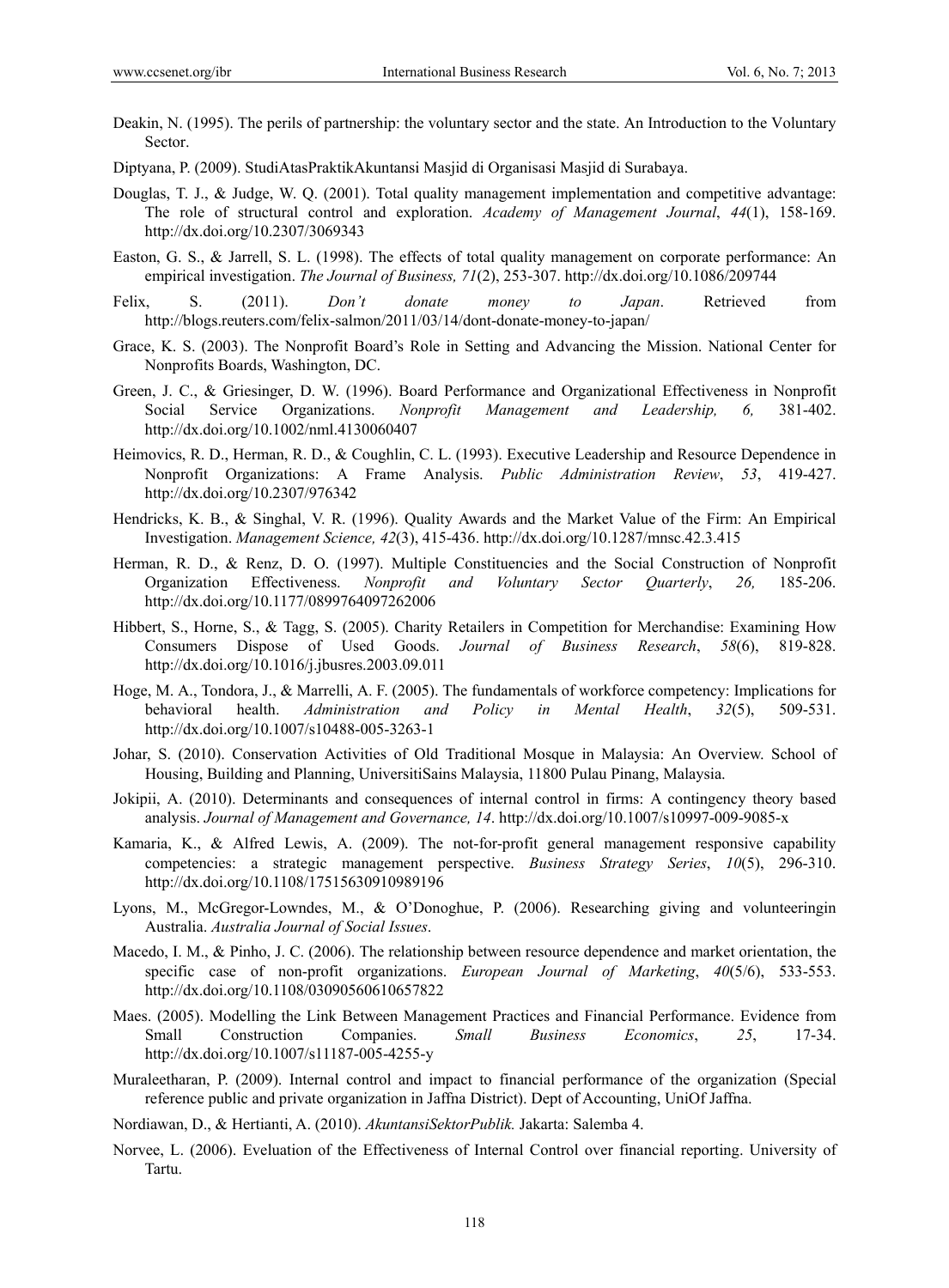Deakin, N. (1995). The perils of partnership: the voluntary sector and the state. An Introduction to the Voluntary Sector.

Diptyana, P. (2009). StudiAtasPraktikAkuntansi Masjid di Organisasi Masjid di Surabaya.

Douglas, T. J., & Judge, W. Q. (2001). Total quality management implementation and competitive advantage: The role of structural control and exploration. *Academy of Management Journal*, *44*(1), 158-169. http://dx.doi.org/10.2307/3069343

Easton, G. S., & Jarrell, S. L. (1998). The effects of total quality management on corporate performance: An empirical investigation. *The Journal of Business, 71*(2), 253-307. http://dx.doi.org/10.1086/209744

Felix, S. (2011). *Don't donate money to Japan*. Retrieved from http://blogs.reuters.com/felix-salmon/2011/03/14/dont-donate-money-to-japan/

Grace, K. S. (2003). The Nonprofit Board's Role in Setting and Advancing the Mission. National Center for Nonprofits Boards, Washington, DC.

Green, J. C., & Griesinger, D. W. (1996). Board Performance and Organizational Effectiveness in Nonprofit Social Service Organizations. *Nonprofit Management and Leadership, 6,* 381-402. http://dx.doi.org/10.1002/nml.4130060407

Heimovics, R. D., Herman, R. D., & Coughlin, C. L. (1993). Executive Leadership and Resource Dependence in Nonprofit Organizations: A Frame Analysis. *Public Administration Review*, *53*, 419-427. http://dx.doi.org/10.2307/976342

Hendricks, K. B., & Singhal, V. R. (1996). Quality Awards and the Market Value of the Firm: An Empirical Investigation. *Management Science, 42*(3), 415-436. http://dx.doi.org/10.1287/mnsc.42.3.415

Herman, R. D., & Renz, D. O. (1997). Multiple Constituencies and the Social Construction of Nonprofit Organization Effectiveness. *Nonprofit and Voluntary Sector Quarterly*, *26,* 185-206. http://dx.doi.org/10.1177/0899764097262006

Hibbert, S., Horne, S., & Tagg, S. (2005). Charity Retailers in Competition for Merchandise: Examining How Consumers Dispose of Used Goods. *Journal of Business Research*, *58*(6), 819-828. http://dx.doi.org/10.1016/j.jbusres.2003.09.011

Hoge, M. A., Tondora, J., & Marrelli, A. F. (2005). The fundamentals of workforce competency: Implications for behavioral health. *Administration and Policy in Mental Health*, *32*(5), 509-531. http://dx.doi.org/10.1007/s10488-005-3263-1

Johar, S. (2010). Conservation Activities of Old Traditional Mosque in Malaysia: An Overview. School of Housing, Building and Planning, UniversitiSains Malaysia, 11800 Pulau Pinang, Malaysia.

Jokipii, A. (2010). Determinants and consequences of internal control in firms: A contingency theory based analysis. *Journal of Management and Governance, 14*. http://dx.doi.org/10.1007/s10997-009-9085-x

Kamaria, K., & Alfred Lewis, A. (2009). The not-for-profit general management responsive capability competencies: a strategic management perspective. *Business Strategy Series*, *10*(5), 296-310. http://dx.doi.org/10.1108/17515630910989196

Lyons, M., McGregor-Lowndes, M., & O'Donoghue, P. (2006). Researching giving and volunteeringin Australia. *Australia Journal of Social Issues*.

Macedo, I. M., & Pinho, J. C. (2006). The relationship between resource dependence and market orientation, the specific case of non-profit organizations. *European Journal of Marketing*, *40*(5/6), 533-553. http://dx.doi.org/10.1108/03090560610657822

Maes. (2005). Modelling the Link Between Management Practices and Financial Performance. Evidence from Small Construction Companies. *Small Business Economics*, *25*, 17-34. http://dx.doi.org/10.1007/s11187-005-4255-y

Muraleetharan, P. (2009). Internal control and impact to financial performance of the organization (Special reference public and private organization in Jaffna District). Dept of Accounting, UniOf Jaffna.

Nordiawan, D., & Hertianti, A. (2010). *AkuntansiSektorPublik.* Jakarta: Salemba 4.

Norvee, L. (2006). Eveluation of the Effectiveness of Internal Control over financial reporting. University of Tartu.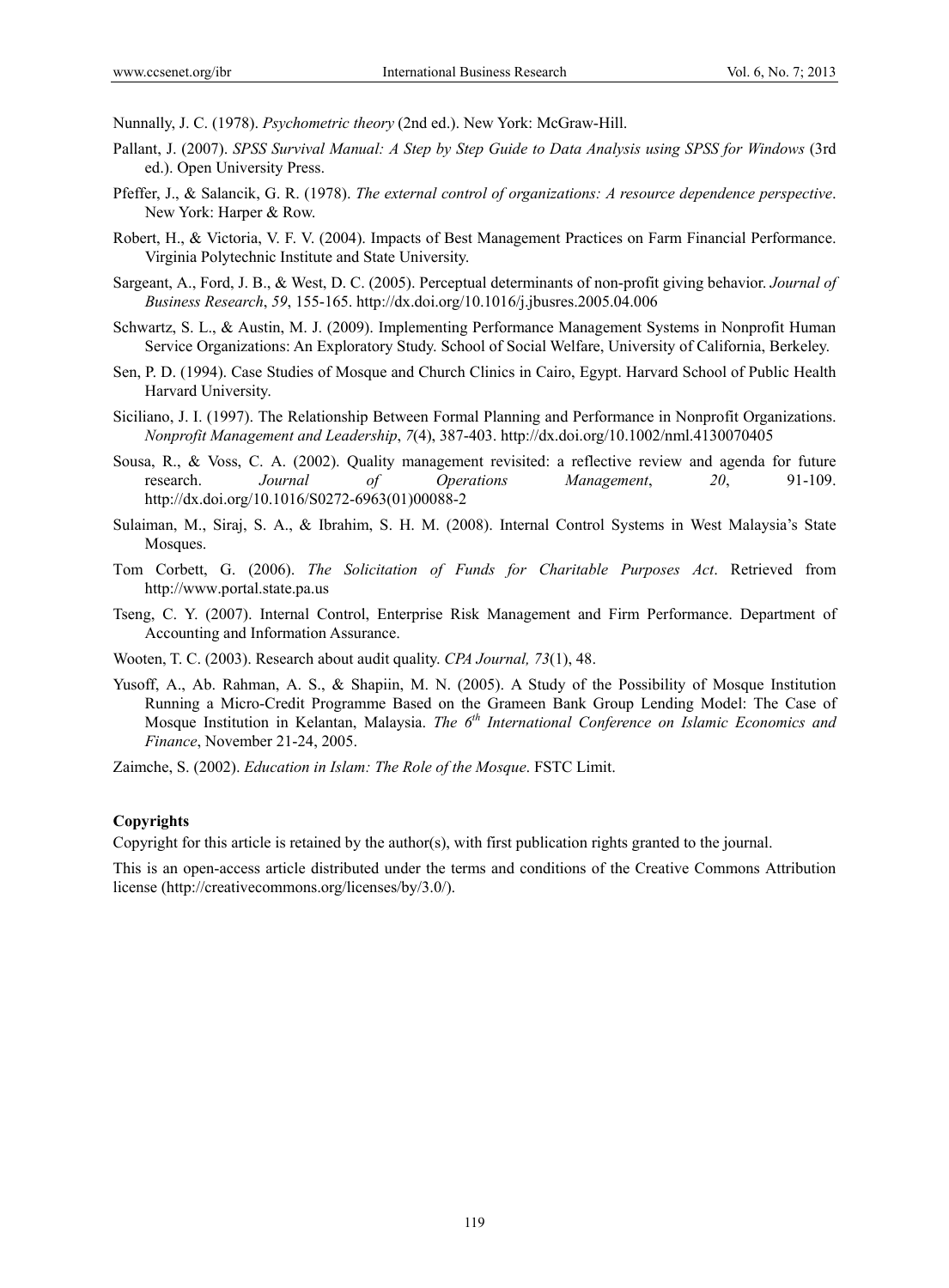Nunnally, J. C. (1978). *Psychometric theory* (2nd ed.). New York: McGraw-Hill.

Pallant, J. (2007). *SPSS Survival Manual: A Step by Step Guide to Data Analysis using SPSS for Windows* (3rd ed.). Open University Press.

Pfeffer, J., & Salancik, G. R. (1978). *The external control of organizations: A resource dependence perspective*. New York: Harper & Row.

Robert, H., & Victoria, V. F. V. (2004). Impacts of Best Management Practices on Farm Financial Performance. Virginia Polytechnic Institute and State University.

Sargeant, A., Ford, J. B., & West, D. C. (2005). Perceptual determinants of non-profit giving behavior. *Journal of Business Research*, *59*, 155-165. http://dx.doi.org/10.1016/j.jbusres.2005.04.006

Schwartz, S. L., & Austin, M. J. (2009). Implementing Performance Management Systems in Nonprofit Human Service Organizations: An Exploratory Study. School of Social Welfare, University of California, Berkeley.

Sen, P. D. (1994). Case Studies of Mosque and Church Clinics in Cairo, Egypt. Harvard School of Public Health Harvard University.

Siciliano, J. I. (1997). The Relationship Between Formal Planning and Performance in Nonprofit Organizations. *Nonprofit Management and Leadership*, *7*(4), 387-403. http://dx.doi.org/10.1002/nml.4130070405

Sousa, R., & Voss, C. A. (2002). Quality management revisited: a reflective review and agenda for future research. *Journal of Operations Management*, *20*, 91-109. http://dx.doi.org/10.1016/S0272-6963(01)00088-2

Sulaiman, M., Siraj, S. A., & Ibrahim, S. H. M. (2008). Internal Control Systems in West Malaysia's State Mosques.

Tom Corbett, G. (2006). *The Solicitation of Funds for Charitable Purposes Act*. Retrieved from http://www.portal.state.pa.us

Tseng, C. Y. (2007). Internal Control, Enterprise Risk Management and Firm Performance. Department of Accounting and Information Assurance.

Wooten, T. C. (2003). Research about audit quality. *CPA Journal, 73*(1), 48.

Yusoff, A., Ab. Rahman, A. S., & Shapiin, M. N. (2005). A Study of the Possibility of Mosque Institution Running a Micro-Credit Programme Based on the Grameen Bank Group Lending Model: The Case of Mosque Institution in Kelantan, Malaysia. *The 6th International Conference on Islamic Economics and Finance*, November 21-24, 2005.

Zaimche, S. (2002). *Education in Islam: The Role of the Mosque*. FSTC Limit.

**Copyrights**

Copyright for this article is retained by the author(s), with first publication rights granted to the journal.

This is an open-access article distributed under the terms and conditions of the Creative Commons Attribution license (http://creativecommons.org/licenses/by/3.0/).